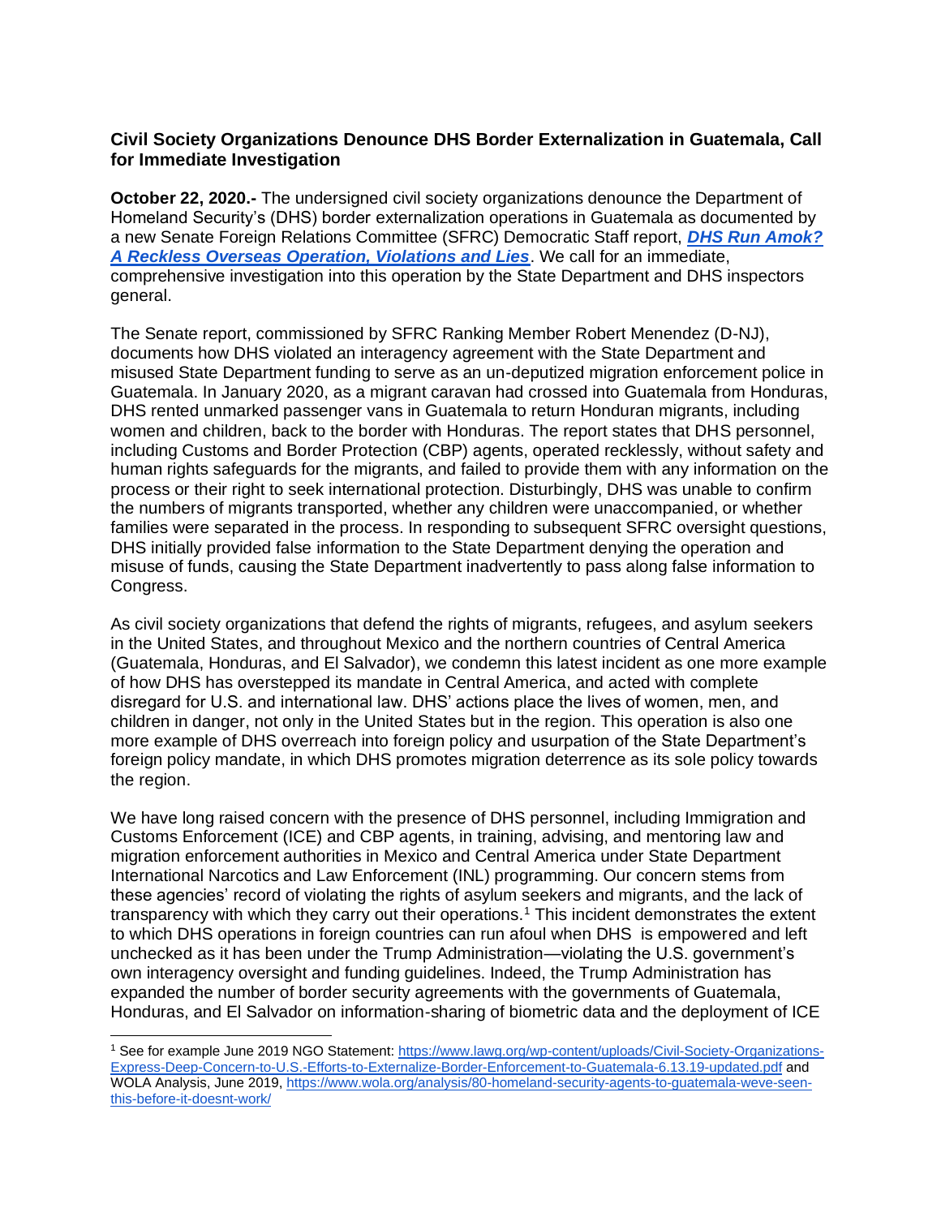**Civil Society Organizations Denounce DHS Border Externalization in Guatemala, Call for Immediate Investigation**

**October 22, 2020.-** The undersigned civil society organizations denounce the Department of Homeland Security's (DHS) border externalization operations in Guatemala as documented by a new Senate Foreign Relations Committee (SFRC) Democratic Staff report, [***DHS Run Amok? A Reckless Overseas Operation, Violations and Lies***](). We call for an immediate, comprehensive investigation into this operation by the State Department and DHS inspectors general.

The Senate report, commissioned by SFRC Ranking Member Robert Menendez (D-NJ), documents how DHS violated an interagency agreement with the State Department and misused State Department funding to serve as an un-deputized migration enforcement police in Guatemala. In January 2020, as a migrant caravan had crossed into Guatemala from Honduras, DHS rented unmarked passenger vans in Guatemala to return Honduran migrants, including women and children, back to the border with Honduras. The report states that DHS personnel, including Customs and Border Protection (CBP) agents, operated recklessly, without safety and human rights safeguards for the migrants, and failed to provide them with any information on the process or their right to seek international protection. Disturbingly, DHS was unable to confirm the numbers of migrants transported, whether any children were unaccompanied, or whether families were separated in the process. In responding to subsequent SFRC oversight questions, DHS initially provided false information to the State Department denying the operation and misuse of funds, causing the State Department inadvertently to pass along false information to Congress.

As civil society organizations that defend the rights of migrants, refugees, and asylum seekers in the United States, and throughout Mexico and the northern countries of Central America (Guatemala, Honduras, and El Salvador), we condemn this latest incident as one more example of how DHS has overstepped its mandate in Central America, and acted with complete disregard for U.S. and international law. DHS' actions place the lives of women, men, and children in danger, not only in the United States but in the region. This operation is also one more example of DHS overreach into foreign policy and usurpation of the State Department's foreign policy mandate, in which DHS promotes migration deterrence as its sole policy towards the region.

We have long raised concern with the presence of DHS personnel, including Immigration and Customs Enforcement (ICE) and CBP agents, in training, advising, and mentoring law and migration enforcement authorities in Mexico and Central America under State Department International Narcotics and Law Enforcement (INL) programming. Our concern stems from these agencies' record of violating the rights of asylum seekers and migrants, and the lack of transparency with which they carry out their operations.[1] This incident demonstrates the extent to which DHS operations in foreign countries can run afoul when DHS is empowered and left unchecked as it has been under the Trump Administration—violating the U.S. government's own interagency oversight and funding guidelines. Indeed, the Trump Administration has expanded the number of border security agreements with the governments of Guatemala, Honduras, and El Salvador on information-sharing of biometric data and the deployment of ICE

[1] See for example June 2019 NGO Statement: https://www.lawg.org/wp-content/uploads/Civil-Society-Organizations-Express-Deep-Concern-to-U.S.-Efforts-to-Externalize-Border-Enforcement-to-Guatemala-6.13.19-updated.pdf and WOLA Analysis, June 2019, https://www.wola.org/analysis/80-homeland-security-agents-to-guatemala-weve-seen-this-before-it-doesnt-work/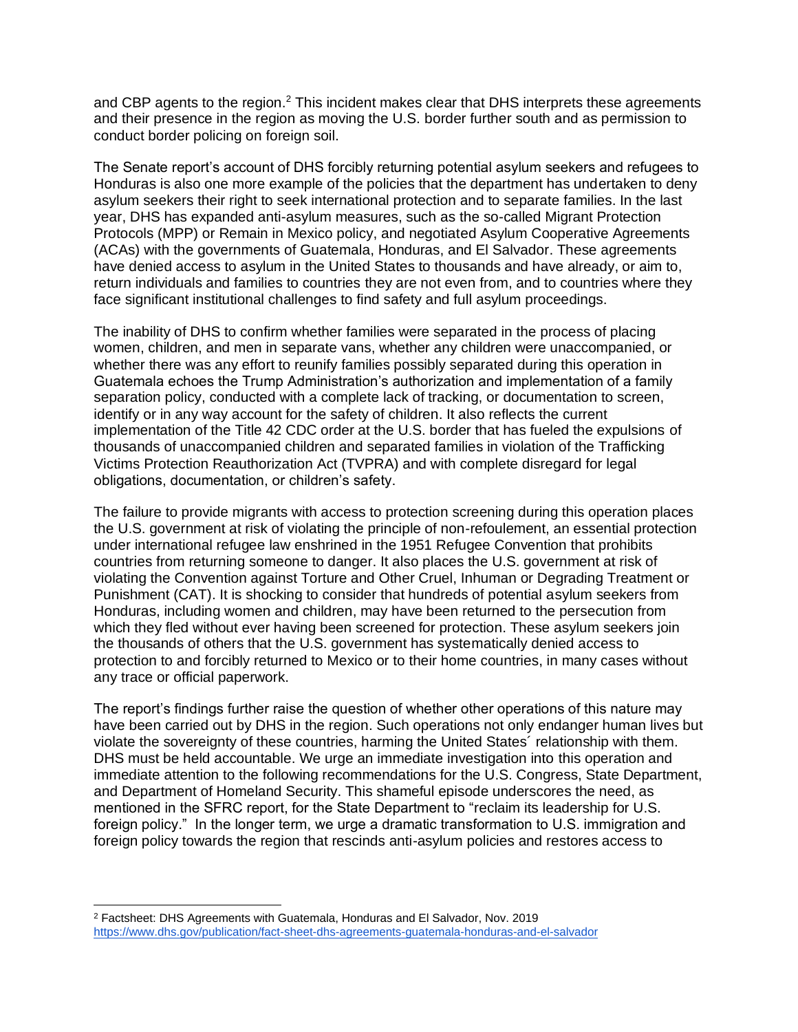and CBP agents to the region.[2] This incident makes clear that DHS interprets these agreements and their presence in the region as moving the U.S. border further south and as permission to conduct border policing on foreign soil.

The Senate report's account of DHS forcibly returning potential asylum seekers and refugees to Honduras is also one more example of the policies that the department has undertaken to deny asylum seekers their right to seek international protection and to separate families. In the last year, DHS has expanded anti-asylum measures, such as the so-called Migrant Protection Protocols (MPP) or Remain in Mexico policy, and negotiated Asylum Cooperative Agreements (ACAs) with the governments of Guatemala, Honduras, and El Salvador. These agreements have denied access to asylum in the United States to thousands and have already, or aim to, return individuals and families to countries they are not even from, and to countries where they face significant institutional challenges to find safety and full asylum proceedings.

The inability of DHS to confirm whether families were separated in the process of placing women, children, and men in separate vans, whether any children were unaccompanied, or whether there was any effort to reunify families possibly separated during this operation in Guatemala echoes the Trump Administration's authorization and implementation of a family separation policy, conducted with a complete lack of tracking, or documentation to screen, identify or in any way account for the safety of children. It also reflects the current implementation of the Title 42 CDC order at the U.S. border that has fueled the expulsions of thousands of unaccompanied children and separated families in violation of the Trafficking Victims Protection Reauthorization Act (TVPRA) and with complete disregard for legal obligations, documentation, or children's safety.

The failure to provide migrants with access to protection screening during this operation places the U.S. government at risk of violating the principle of non-refoulement, an essential protection under international refugee law enshrined in the 1951 Refugee Convention that prohibits countries from returning someone to danger. It also places the U.S. government at risk of violating the Convention against Torture and Other Cruel, Inhuman or Degrading Treatment or Punishment (CAT). It is shocking to consider that hundreds of potential asylum seekers from Honduras, including women and children, may have been returned to the persecution from which they fled without ever having been screened for protection. These asylum seekers join the thousands of others that the U.S. government has systematically denied access to protection to and forcibly returned to Mexico or to their home countries, in many cases without any trace or official paperwork.

The report's findings further raise the question of whether other operations of this nature may have been carried out by DHS in the region. Such operations not only endanger human lives but violate the sovereignty of these countries, harming the United States´ relationship with them. DHS must be held accountable. We urge an immediate investigation into this operation and immediate attention to the following recommendations for the U.S. Congress, State Department, and Department of Homeland Security. This shameful episode underscores the need, as mentioned in the SFRC report, for the State Department to "reclaim its leadership for U.S. foreign policy." In the longer term, we urge a dramatic transformation to U.S. immigration and foreign policy towards the region that rescinds anti-asylum policies and restores access to

---

[2] Factsheet: DHS Agreements with Guatemala, Honduras and El Salvador, Nov. 2019 https://www.dhs.gov/publication/fact-sheet-dhs-agreements-guatemala-honduras-and-el-salvador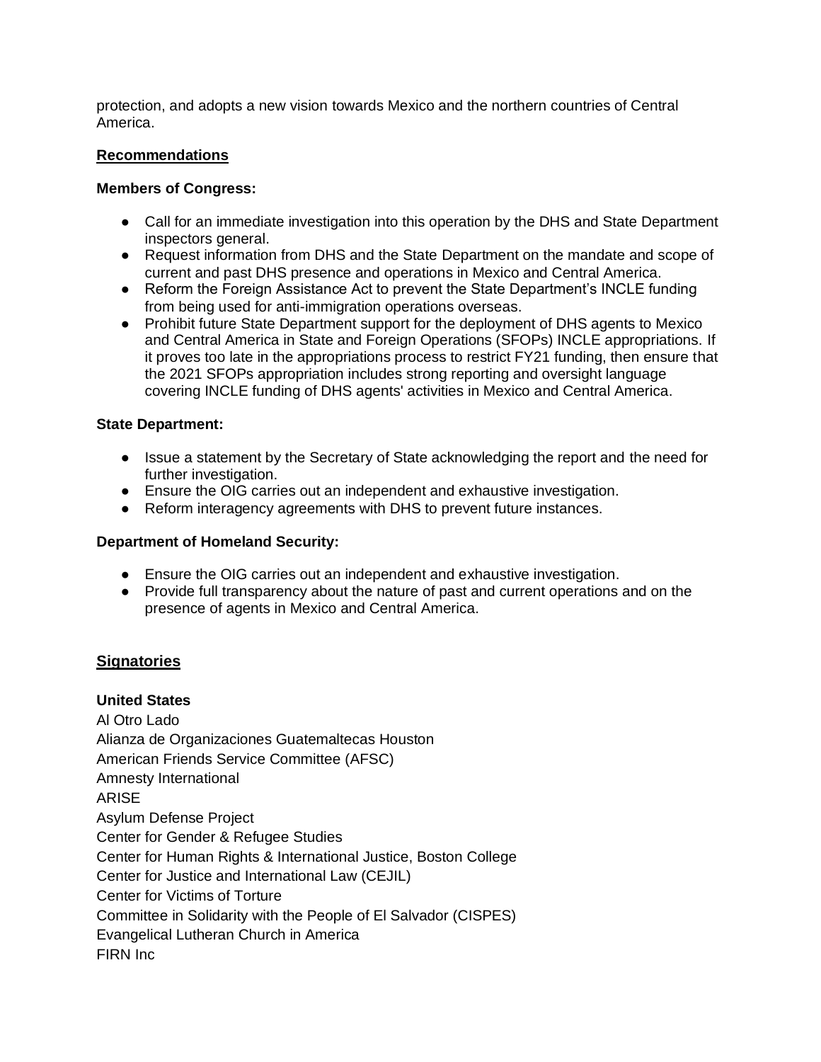protection, and adopts a new vision towards Mexico and the northern countries of Central America.

## Recommendations

**Members of Congress:**

- Call for an immediate investigation into this operation by the DHS and State Department inspectors general.
- Request information from DHS and the State Department on the mandate and scope of current and past DHS presence and operations in Mexico and Central America.
- Reform the Foreign Assistance Act to prevent the State Department's INCLE funding from being used for anti-immigration operations overseas.
- Prohibit future State Department support for the deployment of DHS agents to Mexico and Central America in State and Foreign Operations (SFOPs) INCLE appropriations. If it proves too late in the appropriations process to restrict FY21 funding, then ensure that the 2021 SFOPs appropriation includes strong reporting and oversight language covering INCLE funding of DHS agents' activities in Mexico and Central America.

**State Department:**

- Issue a statement by the Secretary of State acknowledging the report and the need for further investigation.
- Ensure the OIG carries out an independent and exhaustive investigation.
- Reform interagency agreements with DHS to prevent future instances.

**Department of Homeland Security:**

- Ensure the OIG carries out an independent and exhaustive investigation.
- Provide full transparency about the nature of past and current operations and on the presence of agents in Mexico and Central America.

## Signatories

**United States**

Al Otro Lado
Alianza de Organizaciones Guatemaltecas Houston
American Friends Service Committee (AFSC)
Amnesty International
ARISE
Asylum Defense Project
Center for Gender & Refugee Studies
Center for Human Rights & International Justice, Boston College
Center for Justice and International Law (CEJIL)
Center for Victims of Torture
Committee in Solidarity with the People of El Salvador (CISPES)
Evangelical Lutheran Church in America
FIRN Inc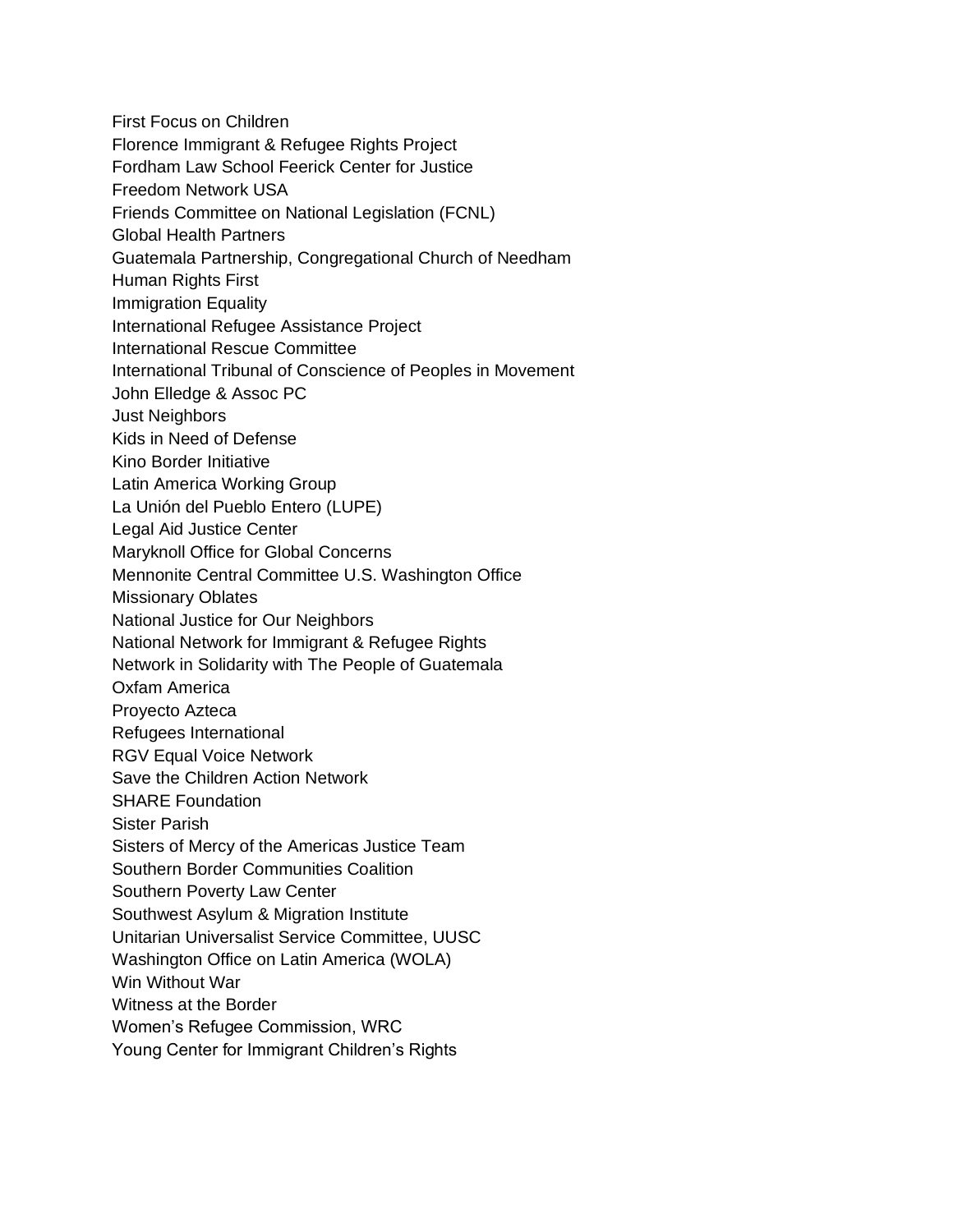First Focus on Children
Florence Immigrant & Refugee Rights Project
Fordham Law School Feerick Center for Justice
Freedom Network USA
Friends Committee on National Legislation (FCNL)
Global Health Partners
Guatemala Partnership, Congregational Church of Needham
Human Rights First
Immigration Equality
International Refugee Assistance Project
International Rescue Committee
International Tribunal of Conscience of Peoples in Movement
John Elledge & Assoc PC
Just Neighbors
Kids in Need of Defense
Kino Border Initiative
Latin America Working Group
La Unión del Pueblo Entero (LUPE)
Legal Aid Justice Center
Maryknoll Office for Global Concerns
Mennonite Central Committee U.S. Washington Office
Missionary Oblates
National Justice for Our Neighbors
National Network for Immigrant & Refugee Rights
Network in Solidarity with The People of Guatemala
Oxfam America
Proyecto Azteca
Refugees International
RGV Equal Voice Network
Save the Children Action Network
SHARE Foundation
Sister Parish
Sisters of Mercy of the Americas Justice Team
Southern Border Communities Coalition
Southern Poverty Law Center
Southwest Asylum & Migration Institute
Unitarian Universalist Service Committee, UUSC
Washington Office on Latin America (WOLA)
Win Without War
Witness at the Border
Women's Refugee Commission, WRC
Young Center for Immigrant Children's Rights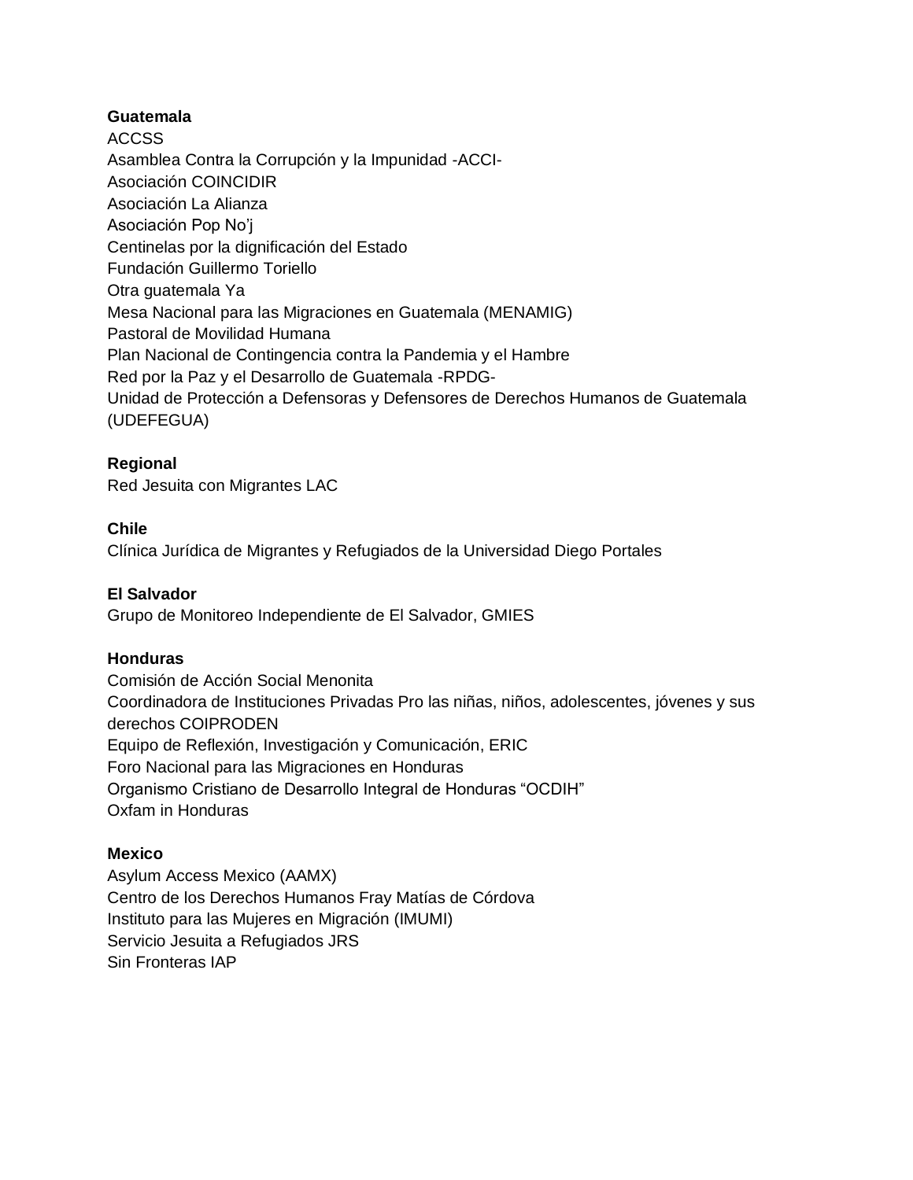**Guatemala**
ACCSS
Asamblea Contra la Corrupción y la Impunidad -ACCI-
Asociación COINCIDIR
Asociación La Alianza
Asociación Pop No'j
Centinelas por la dignificación del Estado
Fundación Guillermo Toriello
Otra guatemala Ya
Mesa Nacional para las Migraciones en Guatemala (MENAMIG)
Pastoral de Movilidad Humana
Plan Nacional de Contingencia contra la Pandemia y el Hambre
Red por la Paz y el Desarrollo de Guatemala -RPDG-
Unidad de Protección a Defensoras y Defensores de Derechos Humanos de Guatemala (UDEFEGUA)

**Regional**
Red Jesuita con Migrantes LAC

**Chile**
Clínica Jurídica de Migrantes y Refugiados de la Universidad Diego Portales

**El Salvador**
Grupo de Monitoreo Independiente de El Salvador, GMIES

**Honduras**
Comisión de Acción Social Menonita
Coordinadora de Instituciones Privadas Pro las niñas, niños, adolescentes, jóvenes y sus derechos COIPRODEN
Equipo de Reflexión, Investigación y Comunicación, ERIC
Foro Nacional para las Migraciones en Honduras
Organismo Cristiano de Desarrollo Integral de Honduras "OCDIH"
Oxfam in Honduras

**Mexico**
Asylum Access Mexico (AAMX)
Centro de los Derechos Humanos Fray Matías de Córdova
Instituto para las Mujeres en Migración (IMUMI)
Servicio Jesuita a Refugiados JRS
Sin Fronteras IAP